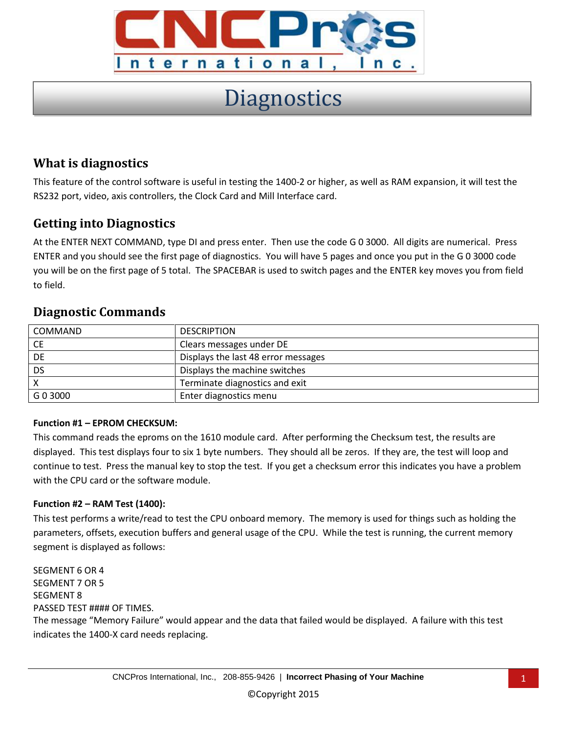# Diagnostics

## What is diagnostics

This feature of the control software is useful in testing the 1400-2 or higher, as well as RAM expansion, it will test the RS232 port, video, axis controllers, the Clock Card and Mill Interface card.

## Getting into Diagnostics

At the ENTER NEXT COMMAND, type DI and press enter. Then use the code G 0 3000. All digits are numerical. Press ENTER and you should see the first page of diagnostics. You will have 5 pages and once you put in the G 0 3000 code you will be on the first page of 5 total. The SPACEBAR is used to switch pages and the ENTER key moves you from field to field.

## Diagnostic Commands

| COMMAND | DESCRIPTION |
|---|---|
| CE | Clears messages under DE |
| DE | Displays the last 48 error messages |
| DS | Displays the machine switches |
| X | Terminate diagnostics and exit |
| G 0 3000 | Enter diagnostics menu |

**Function #1 – EPROM CHECKSUM:**

This command reads the eproms on the 1610 module card. After performing the Checksum test, the results are displayed. This test displays four to six 1 byte numbers. They should all be zeros. If they are, the test will loop and continue to test. Press the manual key to stop the test. If you get a checksum error this indicates you have a problem with the CPU card or the software module.

**Function #2 – RAM Test (1400):**

This test performs a write/read to test the CPU onboard memory. The memory is used for things such as holding the parameters, offsets, execution buffers and general usage of the CPU. While the test is running, the current memory segment is displayed as follows:

SEGMENT 6 OR 4
SEGMENT 7 OR 5
SEGMENT 8
PASSED TEST #### OF TIMES.
The message "Memory Failure" would appear and the data that failed would be displayed. A failure with this test indicates the 1400-X card needs replacing.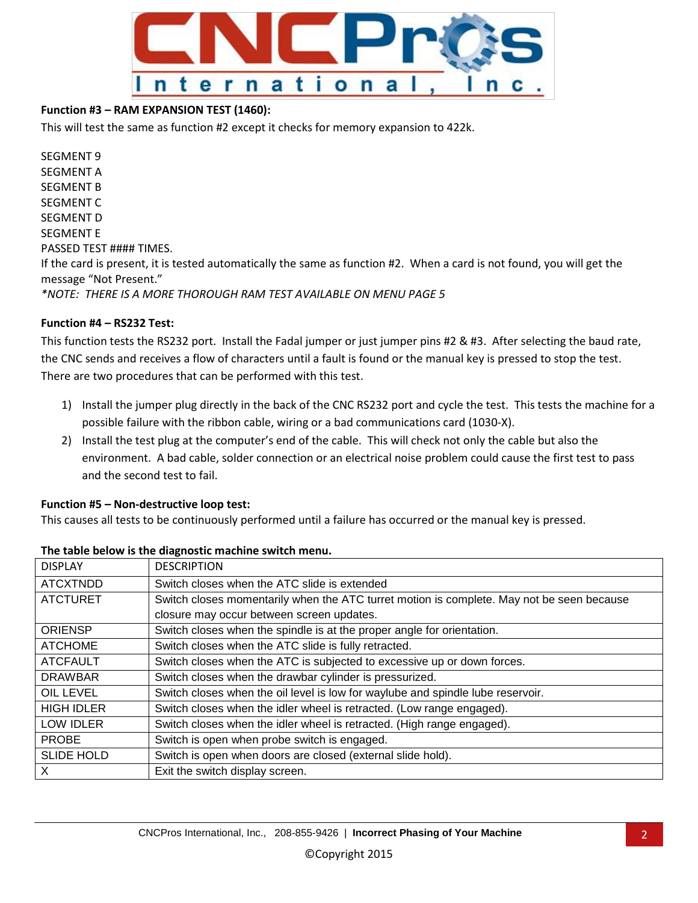**Function #3 – RAM EXPANSION TEST (1460):**

This will test the same as function #2 except it checks for memory expansion to 422k.

SEGMENT 9
SEGMENT A
SEGMENT B
SEGMENT C
SEGMENT D
SEGMENT E
PASSED TEST #### TIMES.
If the card is present, it is tested automatically the same as function #2. When a card is not found, you will get the message "Not Present."
*\*NOTE: THERE IS A MORE THOROUGH RAM TEST AVAILABLE ON MENU PAGE 5*

**Function #4 – RS232 Test:**

This function tests the RS232 port. Install the Fadal jumper or just jumper pins #2 & #3. After selecting the baud rate, the CNC sends and receives a flow of characters until a fault is found or the manual key is pressed to stop the test. There are two procedures that can be performed with this test.

1) Install the jumper plug directly in the back of the CNC RS232 port and cycle the test. This tests the machine for a possible failure with the ribbon cable, wiring or a bad communications card (1030-X).
2) Install the test plug at the computer's end of the cable. This will check not only the cable but also the environment. A bad cable, solder connection or an electrical noise problem could cause the first test to pass and the second test to fail.

**Function #5 – Non-destructive loop test:**

This causes all tests to be continuously performed until a failure has occurred or the manual key is pressed.

**The table below is the diagnostic machine switch menu.**

| DISPLAY | DESCRIPTION |
| --- | --- |
| ATCXTNDD | Switch closes when the ATC slide is extended |
| ATCTURET | Switch closes momentarily when the ATC turret motion is complete. May not be seen because closure may occur between screen updates. |
| ORIENSP | Switch closes when the spindle is at the proper angle for orientation. |
| ATCHOME | Switch closes when the ATC slide is fully retracted. |
| ATCFAULT | Switch closes when the ATC is subjected to excessive up or down forces. |
| DRAWBAR | Switch closes when the drawbar cylinder is pressurized. |
| OIL LEVEL | Switch closes when the oil level is low for waylube and spindle lube reservoir. |
| HIGH IDLER | Switch closes when the idler wheel is retracted. (Low range engaged). |
| LOW IDLER | Switch closes when the idler wheel is retracted. (High range engaged). |
| PROBE | Switch is open when probe switch is engaged. |
| SLIDE HOLD | Switch is open when doors are closed (external slide hold). |
| X | Exit the switch display screen. |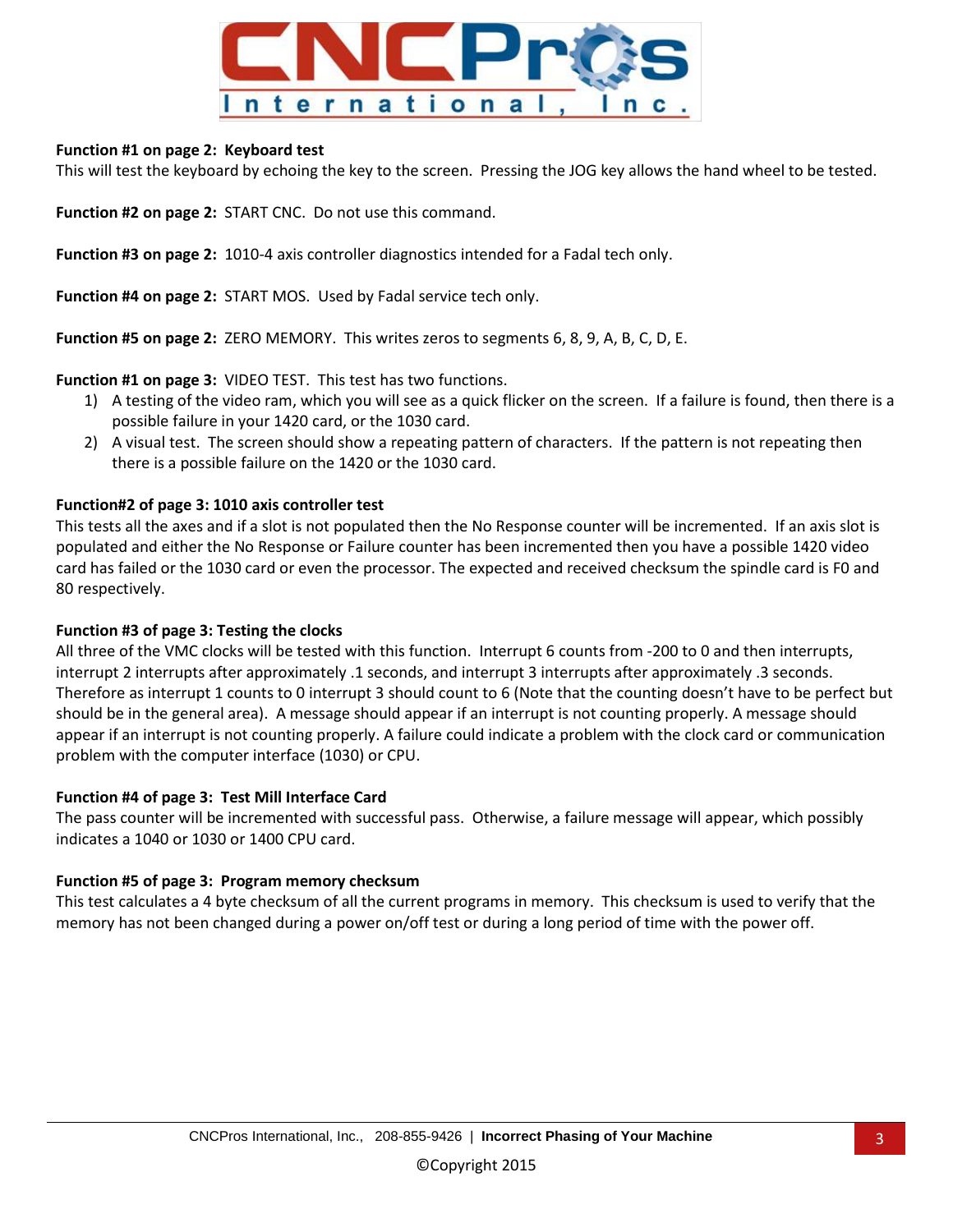**Function #1 on page 2: Keyboard test**
This will test the keyboard by echoing the key to the screen. Pressing the JOG key allows the hand wheel to be tested.

**Function #2 on page 2:** START CNC. Do not use this command.

**Function #3 on page 2:** 1010-4 axis controller diagnostics intended for a Fadal tech only.

**Function #4 on page 2:** START MOS. Used by Fadal service tech only.

**Function #5 on page 2:** ZERO MEMORY. This writes zeros to segments 6, 8, 9, A, B, C, D, E.

**Function #1 on page 3:** VIDEO TEST. This test has two functions.

1) A testing of the video ram, which you will see as a quick flicker on the screen. If a failure is found, then there is a possible failure in your 1420 card, or the 1030 card.
2) A visual test. The screen should show a repeating pattern of characters. If the pattern is not repeating then there is a possible failure on the 1420 or the 1030 card.

**Function#2 of page 3: 1010 axis controller test**
This tests all the axes and if a slot is not populated then the No Response counter will be incremented. If an axis slot is populated and either the No Response or Failure counter has been incremented then you have a possible 1420 video card has failed or the 1030 card or even the processor. The expected and received checksum the spindle card is F0 and 80 respectively.

**Function #3 of page 3: Testing the clocks**
All three of the VMC clocks will be tested with this function. Interrupt 6 counts from -200 to 0 and then interrupts, interrupt 2 interrupts after approximately .1 seconds, and interrupt 3 interrupts after approximately .3 seconds. Therefore as interrupt 1 counts to 0 interrupt 3 should count to 6 (Note that the counting doesn't have to be perfect but should be in the general area). A message should appear if an interrupt is not counting properly. A message should appear if an interrupt is not counting properly. A failure could indicate a problem with the clock card or communication problem with the computer interface (1030) or CPU.

**Function #4 of page 3: Test Mill Interface Card**
The pass counter will be incremented with successful pass. Otherwise, a failure message will appear, which possibly indicates a 1040 or 1030 or 1400 CPU card.

**Function #5 of page 3: Program memory checksum**
This test calculates a 4 byte checksum of all the current programs in memory. This checksum is used to verify that the memory has not been changed during a power on/off test or during a long period of time with the power off.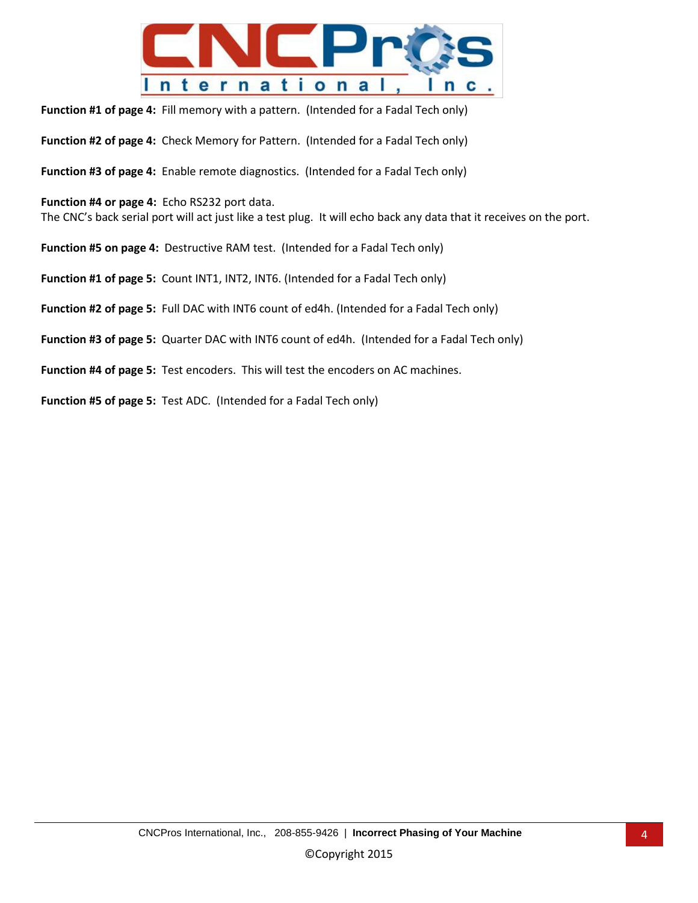**Function #1 of page 4:** Fill memory with a pattern. (Intended for a Fadal Tech only)

**Function #2 of page 4:** Check Memory for Pattern. (Intended for a Fadal Tech only)

**Function #3 of page 4:** Enable remote diagnostics. (Intended for a Fadal Tech only)

**Function #4 or page 4:** Echo RS232 port data.
The CNC's back serial port will act just like a test plug. It will echo back any data that it receives on the port.

**Function #5 on page 4:** Destructive RAM test. (Intended for a Fadal Tech only)

**Function #1 of page 5:** Count INT1, INT2, INT6. (Intended for a Fadal Tech only)

**Function #2 of page 5:** Full DAC with INT6 count of ed4h. (Intended for a Fadal Tech only)

**Function #3 of page 5:** Quarter DAC with INT6 count of ed4h. (Intended for a Fadal Tech only)

**Function #4 of page 5:** Test encoders. This will test the encoders on AC machines.

**Function #5 of page 5:** Test ADC. (Intended for a Fadal Tech only)